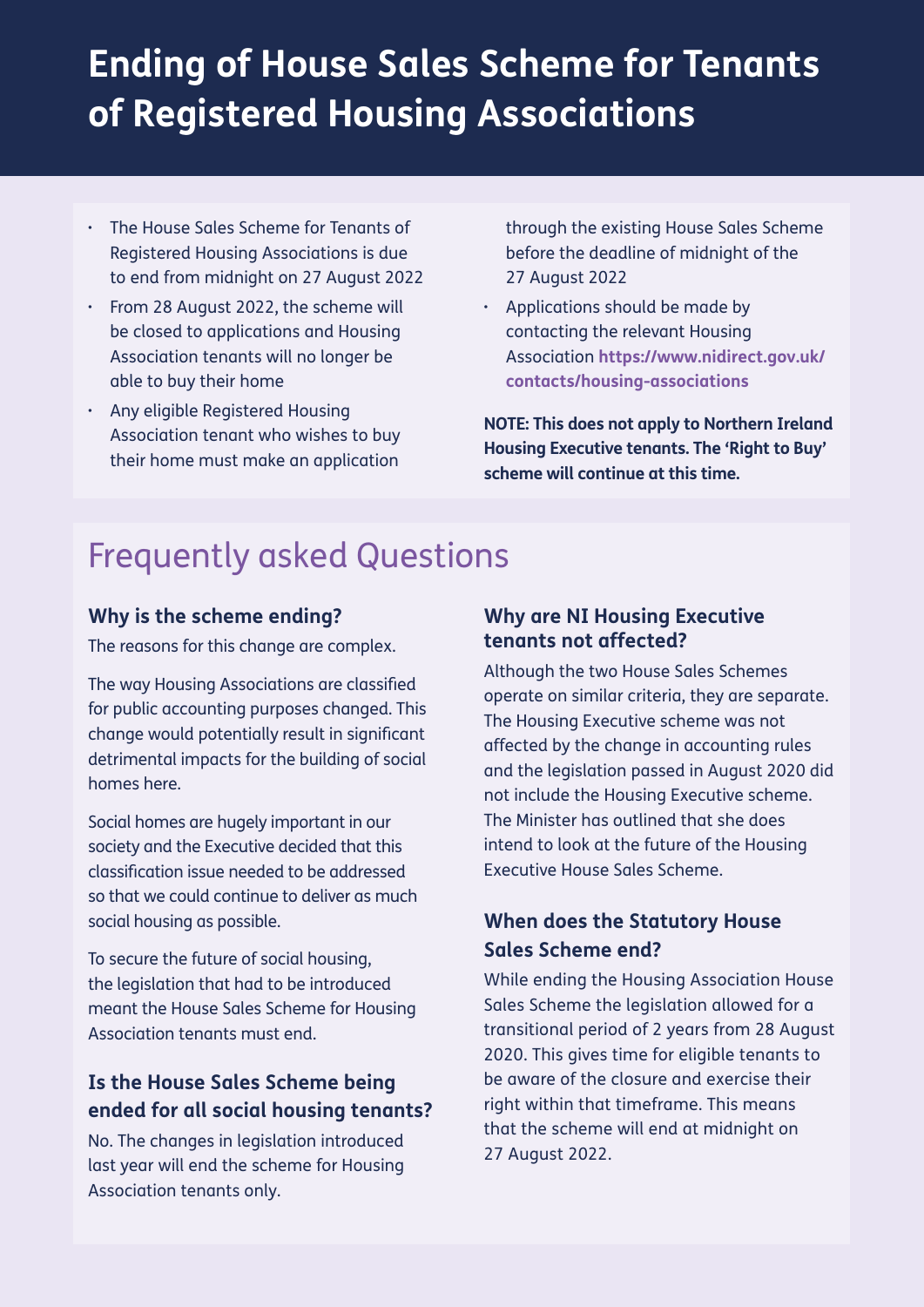# Ending of House Sales Scheme for Tenants of Registered Housing Associations

- The House Sales Scheme for Tenants of Registered Housing Associations is due to end from midnight on 27 August 2022
- From 28 August 2022, the scheme will be closed to applications and Housing Association tenants will no longer be able to buy their home
- Any eligible Registered Housing Association tenant who wishes to buy their home must make an application through the existing House Sales Scheme before the deadline of midnight of the 27 August 2022
- Applications should be made by contacting the relevant Housing Association **https://www.nidirect.gov.uk/contacts/housing-associations**

**NOTE: This does not apply to Northern Ireland Housing Executive tenants. The 'Right to Buy' scheme will continue at this time.**

## Frequently asked Questions

### Why is the scheme ending?

The reasons for this change are complex.

The way Housing Associations are classified for public accounting purposes changed. This change would potentially result in significant detrimental impacts for the building of social homes here.

Social homes are hugely important in our society and the Executive decided that this classification issue needed to be addressed so that we could continue to deliver as much social housing as possible.

To secure the future of social housing, the legislation that had to be introduced meant the House Sales Scheme for Housing Association tenants must end.

### Is the House Sales Scheme being ended for all social housing tenants?

No. The changes in legislation introduced last year will end the scheme for Housing Association tenants only.

### Why are NI Housing Executive tenants not affected?

Although the two House Sales Schemes operate on similar criteria, they are separate. The Housing Executive scheme was not affected by the change in accounting rules and the legislation passed in August 2020 did not include the Housing Executive scheme. The Minister has outlined that she does intend to look at the future of the Housing Executive House Sales Scheme.

### When does the Statutory House Sales Scheme end?

While ending the Housing Association House Sales Scheme the legislation allowed for a transitional period of 2 years from 28 August 2020. This gives time for eligible tenants to be aware of the closure and exercise their right within that timeframe. This means that the scheme will end at midnight on 27 August 2022.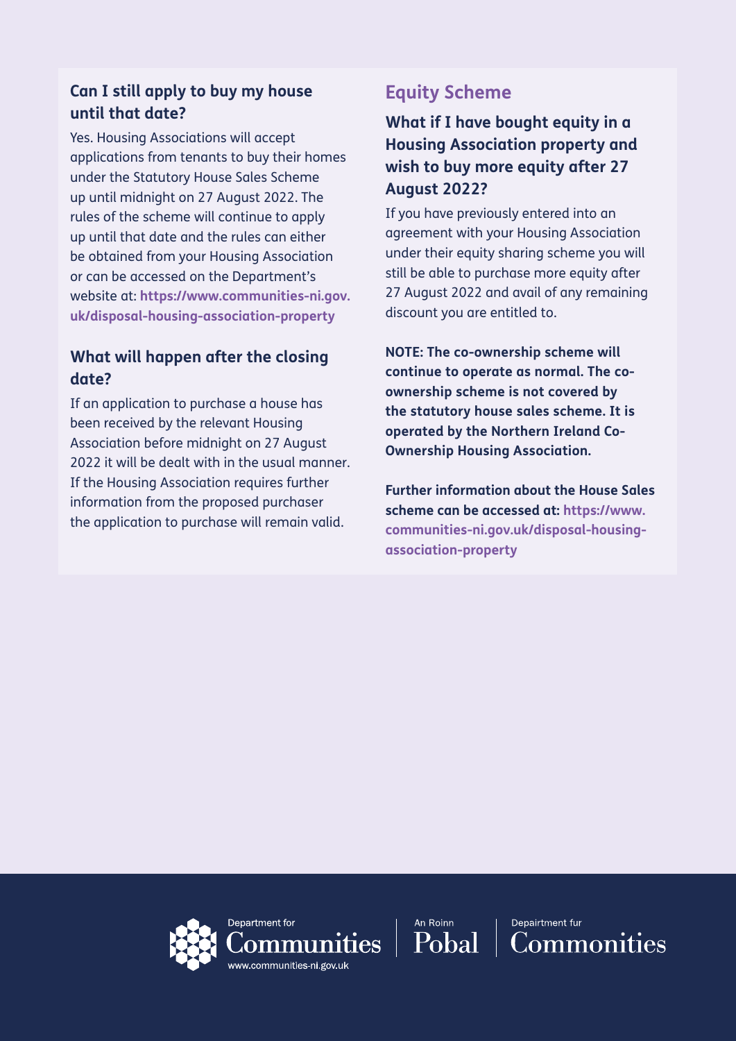### Can I still apply to buy my house until that date?

Yes. Housing Associations will accept applications from tenants to buy their homes under the Statutory House Sales Scheme up until midnight on 27 August 2022. The rules of the scheme will continue to apply up until that date and the rules can either be obtained from your Housing Association or can be accessed on the Department's website at: **https://www.communities-ni.gov.uk/disposal-housing-association-property**

### What will happen after the closing date?

If an application to purchase a house has been received by the relevant Housing Association before midnight on 27 August 2022 it will be dealt with in the usual manner. If the Housing Association requires further information from the proposed purchaser the application to purchase will remain valid.

## Equity Scheme

### What if I have bought equity in a Housing Association property and wish to buy more equity after 27 August 2022?

If you have previously entered into an agreement with your Housing Association under their equity sharing scheme you will still be able to purchase more equity after 27 August 2022 and avail of any remaining discount you are entitled to.

**NOTE: The co-ownership scheme will continue to operate as normal. The co-ownership scheme is not covered by the statutory house sales scheme. It is operated by the Northern Ireland Co-Ownership Housing Association.**

**Further information about the House Sales scheme can be accessed at: https://www.communities-ni.gov.uk/disposal-housing-association-property**

Department for Communities
www.communities-ni.gov.uk

An Roinn Pobal

Depairtment fur Commonities